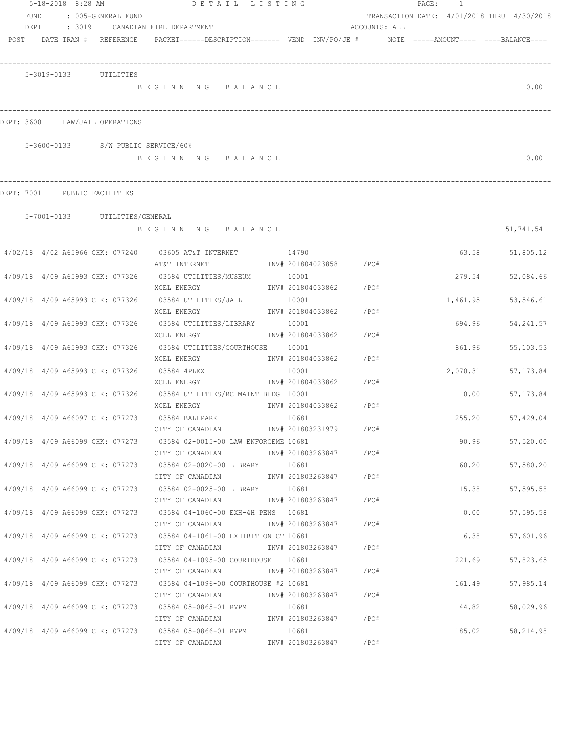5-18-2018 8:28 AM DETAIL LISTING

FUND : 005-GENERAL FUND TRANSACTION DATE: 4/01/2018 THRU 4/30/2018

DEPT : 3019 CANADIAN FIRE DEPARTMENT ACCOUNTS: ALL

POST DATE TRAN # REFERENCE PACKET======DESCRIPTION======= VEND INV/PO/JE # NOTE =====AMOUNT==== ====BALANCE====

5-3019-0133 UTILITIES

BEGINNING BALANCE 0.00

DEPT: 3600 LAW/JAIL OPERATIONS

5-3600-0133 S/W PUBLIC SERVICE/60%

BEGINNING BALANCE 0.00

DEPT: 7001 PUBLIC FACILITIES

5-7001-0133 UTILITIES/GENERAL

BEGINNING BALANCE 51,741.54

| POST | DATE | TRAN # | REFERENCE | PACKET | DESCRIPTION | VEND | INV/PO/JE # | NOTE | AMOUNT | BALANCE |
|---|---|---|---|---|---|---|---|---|---|---|
| 4/02/18 | 4/02 | A65966 | CHK: 077240 | 03605 | AT&T INTERNET / AT&T INTERNET | 14790 | INV# 201804023858 /PO# | | 63.58 | 51,805.12 |
| 4/09/18 | 4/09 | A65993 | CHK: 077326 | 03584 | UTILITIES/MUSEUM / XCEL ENERGY | 10001 | INV# 201804033862 /PO# | | 279.54 | 52,084.66 |
| 4/09/18 | 4/09 | A65993 | CHK: 077326 | 03584 | UTILITIES/JAIL / XCEL ENERGY | 10001 | INV# 201804033862 /PO# | | 1,461.95 | 53,546.61 |
| 4/09/18 | 4/09 | A65993 | CHK: 077326 | 03584 | UTILITIES/LIBRARY / XCEL ENERGY | 10001 | INV# 201804033862 /PO# | | 694.96 | 54,241.57 |
| 4/09/18 | 4/09 | A65993 | CHK: 077326 | 03584 | UTILITIES/COURTHOUSE / XCEL ENERGY | 10001 | INV# 201804033862 /PO# | | 861.96 | 55,103.53 |
| 4/09/18 | 4/09 | A65993 | CHK: 077326 | 03584 | 4PLEX / XCEL ENERGY | 10001 | INV# 201804033862 /PO# | | 2,070.31 | 57,173.84 |
| 4/09/18 | 4/09 | A65993 | CHK: 077326 | 03584 | UTILITIES/RC MAINT BLDG / XCEL ENERGY | 10001 | INV# 201804033862 /PO# | | 0.00 | 57,173.84 |
| 4/09/18 | 4/09 | A66097 | CHK: 077273 | 03584 | BALLPARK / CITY OF CANADIAN | 10681 | INV# 201803231979 /PO# | | 255.20 | 57,429.04 |
| 4/09/18 | 4/09 | A66099 | CHK: 077273 | 03584 | 02-0015-00 LAW ENFORCEME / CITY OF CANADIAN | 10681 | INV# 201803263847 /PO# | | 90.96 | 57,520.00 |
| 4/09/18 | 4/09 | A66099 | CHK: 077273 | 03584 | 02-0020-00 LIBRARY / CITY OF CANADIAN | 10681 | INV# 201803263847 /PO# | | 60.20 | 57,580.20 |
| 4/09/18 | 4/09 | A66099 | CHK: 077273 | 03584 | 02-0025-00 LIBRARY / CITY OF CANADIAN | 10681 | INV# 201803263847 /PO# | | 15.38 | 57,595.58 |
| 4/09/18 | 4/09 | A66099 | CHK: 077273 | 03584 | 04-1060-00 EXH-4H PENS / CITY OF CANADIAN | 10681 | INV# 201803263847 /PO# | | 0.00 | 57,595.58 |
| 4/09/18 | 4/09 | A66099 | CHK: 077273 | 03584 | 04-1061-00 EXHIBITION CT / CITY OF CANADIAN | 10681 | INV# 201803263847 /PO# | | 6.38 | 57,601.96 |
| 4/09/18 | 4/09 | A66099 | CHK: 077273 | 03584 | 04-1095-00 COURTHOUSE / CITY OF CANADIAN | 10681 | INV# 201803263847 /PO# | | 221.69 | 57,823.65 |
| 4/09/18 | 4/09 | A66099 | CHK: 077273 | 03584 | 04-1096-00 COURTHOUSE #2 / CITY OF CANADIAN | 10681 | INV# 201803263847 /PO# | | 161.49 | 57,985.14 |
| 4/09/18 | 4/09 | A66099 | CHK: 077273 | 03584 | 05-0865-01 RVPM / CITY OF CANADIAN | 10681 | INV# 201803263847 /PO# | | 44.82 | 58,029.96 |
| 4/09/18 | 4/09 | A66099 | CHK: 077273 | 03584 | 05-0866-01 RVPM / CITY OF CANADIAN | 10681 | INV# 201803263847 /PO# | | 185.02 | 58,214.98 |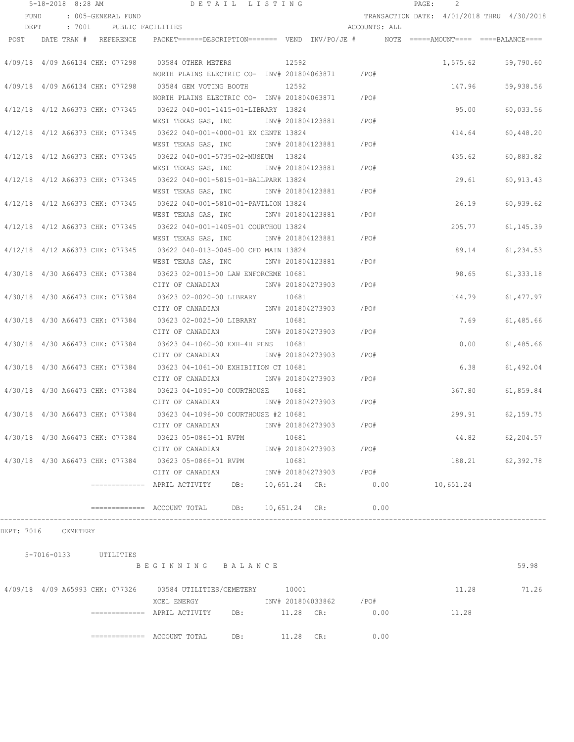DETAIL LISTING

FUND : 005-GENERAL FUND — TRANSACTION DATE: 4/01/2018 THRU 4/30/2018

DEPT : 7001 PUBLIC FACILITIES — ACCOUNTS: ALL

| POST | DATE TRAN # | REFERENCE | PACKET======DESCRIPTION======= | VEND | INV/PO/JE # | NOTE | =====AMOUNT==== | ====BALANCE==== |
|---|---|---|---|---|---|---|---|---|
| 4/09/18 | 4/09 A66134 | CHK: 077298 | 03584 OTHER METERS | 12592 | | | 1,575.62 | 59,790.60 |
| | | | NORTH PLAINS ELECTRIC CO- | | INV# 201804063871 /PO# | | | |
| 4/09/18 | 4/09 A66134 | CHK: 077298 | 03584 GEM VOTING BOOTH | 12592 | | | 147.96 | 59,938.56 |
| | | | NORTH PLAINS ELECTRIC CO- | | INV# 201804063871 /PO# | | | |
| 4/12/18 | 4/12 A66373 | CHK: 077345 | 03622 040-001-1415-01-LIBRARY | 13824 | | | 95.00 | 60,033.56 |
| | | | WEST TEXAS GAS, INC | | INV# 201804123881 /PO# | | | |
| 4/12/18 | 4/12 A66373 | CHK: 077345 | 03622 040-001-4000-01 EX CENTE | 13824 | | | 414.64 | 60,448.20 |
| | | | WEST TEXAS GAS, INC | | INV# 201804123881 /PO# | | | |
| 4/12/18 | 4/12 A66373 | CHK: 077345 | 03622 040-001-5735-02-MUSEUM | 13824 | | | 435.62 | 60,883.82 |
| | | | WEST TEXAS GAS, INC | | INV# 201804123881 /PO# | | | |
| 4/12/18 | 4/12 A66373 | CHK: 077345 | 03622 040-001-5815-01-BALLPARK | 13824 | | | 29.61 | 60,913.43 |
| | | | WEST TEXAS GAS, INC | | INV# 201804123881 /PO# | | | |
| 4/12/18 | 4/12 A66373 | CHK: 077345 | 03622 040-001-5810-01-PAVILION | 13824 | | | 26.19 | 60,939.62 |
| | | | WEST TEXAS GAS, INC | | INV# 201804123881 /PO# | | | |
| 4/12/18 | 4/12 A66373 | CHK: 077345 | 03622 040-001-1405-01 COURTHOU | 13824 | | | 205.77 | 61,145.39 |
| | | | WEST TEXAS GAS, INC | | INV# 201804123881 /PO# | | | |
| 4/12/18 | 4/12 A66373 | CHK: 077345 | 03622 040-013-0045-00 CFD MAIN | 13824 | | | 89.14 | 61,234.53 |
| | | | WEST TEXAS GAS, INC | | INV# 201804123881 /PO# | | | |
| 4/30/18 | 4/30 A66473 | CHK: 077384 | 03623 02-0015-00 LAW ENFORCEME | 10681 | | | 98.65 | 61,333.18 |
| | | | CITY OF CANADIAN | | INV# 201804273903 /PO# | | | |
| 4/30/18 | 4/30 A66473 | CHK: 077384 | 03623 02-0020-00 LIBRARY | 10681 | | | 144.79 | 61,477.97 |
| | | | CITY OF CANADIAN | | INV# 201804273903 /PO# | | | |
| 4/30/18 | 4/30 A66473 | CHK: 077384 | 03623 02-0025-00 LIBRARY | 10681 | | | 7.69 | 61,485.66 |
| | | | CITY OF CANADIAN | | INV# 201804273903 /PO# | | | |
| 4/30/18 | 4/30 A66473 | CHK: 077384 | 03623 04-1060-00 EXH-4H PENS | 10681 | | | 0.00 | 61,485.66 |
| | | | CITY OF CANADIAN | | INV# 201804273903 /PO# | | | |
| 4/30/18 | 4/30 A66473 | CHK: 077384 | 03623 04-1061-00 EXHIBITION CT | 10681 | | | 6.38 | 61,492.04 |
| | | | CITY OF CANADIAN | | INV# 201804273903 /PO# | | | |
| 4/30/18 | 4/30 A66473 | CHK: 077384 | 03623 04-1095-00 COURTHOUSE | 10681 | | | 367.80 | 61,859.84 |
| | | | CITY OF CANADIAN | | INV# 201804273903 /PO# | | | |
| 4/30/18 | 4/30 A66473 | CHK: 077384 | 03623 04-1096-00 COURTHOUSE #2 | 10681 | | | 299.91 | 62,159.75 |
| | | | CITY OF CANADIAN | | INV# 201804273903 /PO# | | | |
| 4/30/18 | 4/30 A66473 | CHK: 077384 | 03623 05-0865-01 RVPM | 10681 | | | 44.82 | 62,204.57 |
| | | | CITY OF CANADIAN | | INV# 201804273903 /PO# | | | |
| 4/30/18 | 4/30 A66473 | CHK: 077384 | 03623 05-0866-01 RVPM | 10681 | | | 188.21 | 62,392.78 |
| | | | CITY OF CANADIAN | | INV# 201804273903 /PO# | | | |

============= APRIL ACTIVITY DB: 10,651.24 CR: 0.00 10,651.24

============= ACCOUNT TOTAL DB: 10,651.24 CR: 0.00

---

DEPT: 7016 CEMETERY

5-7016-0133 UTILITIES

B E G I N N I N G B A L A N C E — 59.98

| POST | DATE TRAN # | REFERENCE | PACKET======DESCRIPTION======= | VEND | INV/PO/JE # | NOTE | =====AMOUNT==== | ====BALANCE==== |
|---|---|---|---|---|---|---|---|---|
| 4/09/18 | 4/09 A65993 | CHK: 077326 | 03584 UTILITIES/CEMETERY | 10001 | | | 11.28 | 71.26 |
| | | | XCEL ENERGY | | INV# 201804033862 /PO# | | | |

============= APRIL ACTIVITY DB: 11.28 CR: 0.00 11.28

============= ACCOUNT TOTAL DB: 11.28 CR: 0.00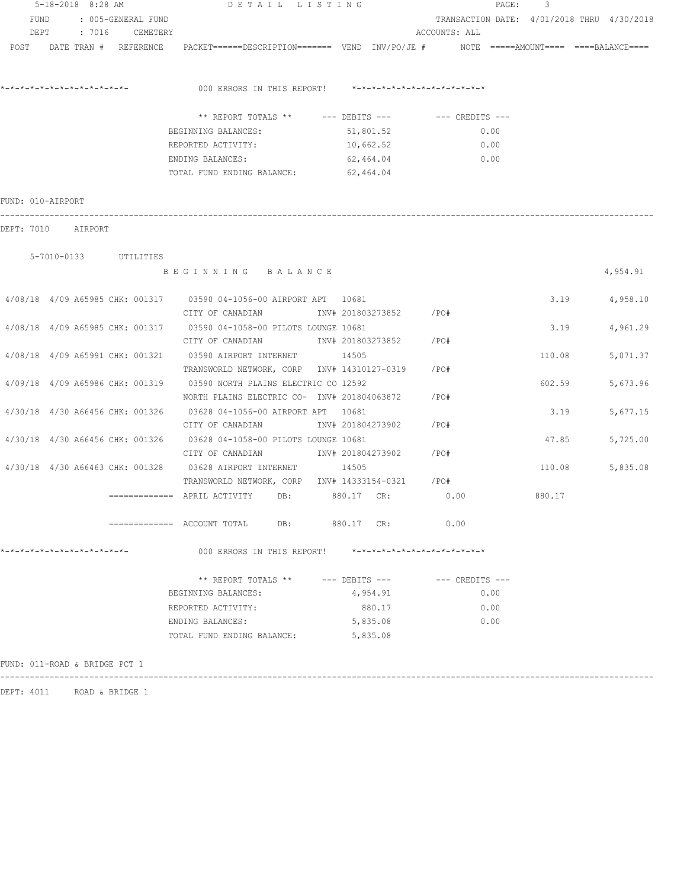5-18-2018 8:28 AM — DETAIL LISTING

FUND : 005-GENERAL FUND — TRANSACTION DATE: 4/01/2018 THRU 4/30/2018

DEPT : 7016 CEMETERY — ACCOUNTS: ALL

POST DATE TRAN # REFERENCE PACKET======DESCRIPTION======= VEND INV/PO/JE # NOTE =====AMOUNT==== ====BALANCE====

*-*-*-*-*-*-*-*-*-*-*-*-*-*- 000 ERRORS IN THIS REPORT! *-*-*-*-*-*-*-*-*-*-*-*-*-*

| ** REPORT TOTALS ** | --- DEBITS --- | --- CREDITS --- |
|---|---|---|
| BEGINNING BALANCES: | 51,801.52 | 0.00 |
| REPORTED ACTIVITY: | 10,662.52 | 0.00 |
| ENDING BALANCES: | 62,464.04 | 0.00 |
| TOTAL FUND ENDING BALANCE: | 62,464.04 | |

FUND: 010-AIRPORT

DEPT: 7010 AIRPORT

5-7010-0133 UTILITIES

B E G I N N I N G B A L A N C E — 4,954.91

| POST | DATE TRAN # REFERENCE | PACKET / DESCRIPTION | VEND | INV/PO/JE # | AMOUNT | BALANCE |
|---|---|---|---|---|---|---|
| 4/08/18 | 4/09 A65985 CHK: 001317 | 03590 04-1056-00 AIRPORT APT | 10681 | | 3.19 | 4,958.10 |
| | | CITY OF CANADIAN | | INV# 201803273852 /PO# | | |
| 4/08/18 | 4/09 A65985 CHK: 001317 | 03590 04-1058-00 PILOTS LOUNGE | 10681 | | 3.19 | 4,961.29 |
| | | CITY OF CANADIAN | | INV# 201803273852 /PO# | | |
| 4/08/18 | 4/09 A65991 CHK: 001321 | 03590 AIRPORT INTERNET | 14505 | | 110.08 | 5,071.37 |
| | | TRANSWORLD NETWORK, CORP | | INV# 14310127-0319 /PO# | | |
| 4/09/18 | 4/09 A65986 CHK: 001319 | 03590 NORTH PLAINS ELECTRIC CO | 12592 | | 602.59 | 5,673.96 |
| | | NORTH PLAINS ELECTRIC CO- | | INV# 201804063872 /PO# | | |
| 4/30/18 | 4/30 A66456 CHK: 001326 | 03628 04-1056-00 AIRPORT APT | 10681 | | 3.19 | 5,677.15 |
| | | CITY OF CANADIAN | | INV# 201804273902 /PO# | | |
| 4/30/18 | 4/30 A66456 CHK: 001326 | 03628 04-1058-00 PILOTS LOUNGE | 10681 | | 47.85 | 5,725.00 |
| | | CITY OF CANADIAN | | INV# 201804273902 /PO# | | |
| 4/30/18 | 4/30 A66463 CHK: 001328 | 03628 AIRPORT INTERNET | 14505 | | 110.08 | 5,835.08 |
| | | TRANSWORLD NETWORK, CORP | | INV# 14333154-0321 /PO# | | |

============= APRIL ACTIVITY DB: 880.17 CR: 0.00 880.17

============= ACCOUNT TOTAL DB: 880.17 CR: 0.00

*-*-*-*-*-*-*-*-*-*-*-*-*-*- 000 ERRORS IN THIS REPORT! *-*-*-*-*-*-*-*-*-*-*-*-*-*

| ** REPORT TOTALS ** | --- DEBITS --- | --- CREDITS --- |
|---|---|---|
| BEGINNING BALANCES: | 4,954.91 | 0.00 |
| REPORTED ACTIVITY: | 880.17 | 0.00 |
| ENDING BALANCES: | 5,835.08 | 0.00 |
| TOTAL FUND ENDING BALANCE: | 5,835.08 | |

FUND: 011-ROAD & BRIDGE PCT 1

DEPT: 4011 ROAD & BRIDGE 1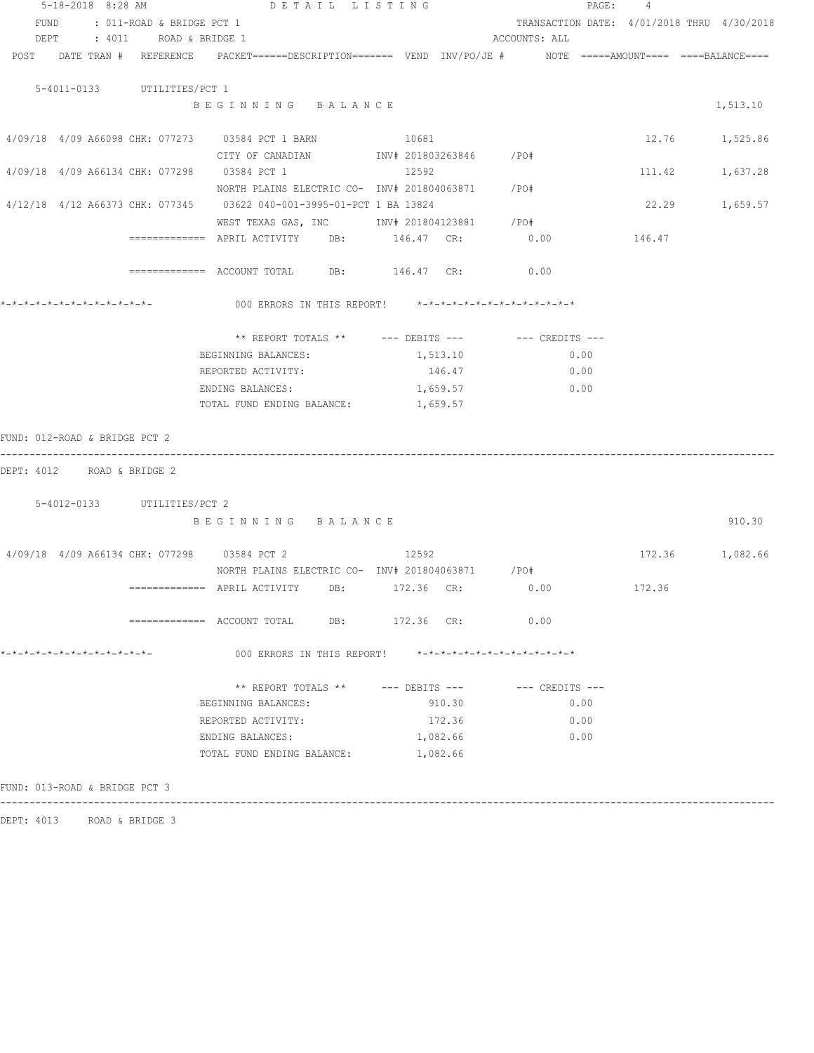5-18-2018 8:28 AM DETAIL LISTING

FUND : 011-ROAD & BRIDGE PCT 1 — TRANSACTION DATE: 4/01/2018 THRU 4/30/2018

DEPT : 4011 ROAD & BRIDGE 1 — ACCOUNTS: ALL

| POST | DATE | TRAN # | REFERENCE | PACKET======DESCRIPTION======= | VEND | INV/PO/JE # | NOTE | =====AMOUNT==== | ====BALANCE==== |
|---|---|---|---|---|---|---|---|---|---|

**5-4011-0133 UTILITIES/PCT 1**

| POST | DATE | TRAN # | REFERENCE | PACKET / DESCRIPTION | VEND | INV/PO/JE # | NOTE | AMOUNT | BALANCE |
|---|---|---|---|---|---|---|---|---|---|
| | | | | BEGINNING BALANCE | | | | | 1,513.10 |
| 4/09/18 | 4/09 | A66098 | CHK: 077273 | 03584 PCT 1 BARN<br>CITY OF CANADIAN | 10681 | INV# 201803263846 | /PO# | 12.76 | 1,525.86 |
| 4/09/18 | 4/09 | A66134 | CHK: 077298 | 03584 PCT 1<br>NORTH PLAINS ELECTRIC CO- | 12592 | INV# 201804063871 | /PO# | 111.42 | 1,637.28 |
| 4/12/18 | 4/12 | A66373 | CHK: 077345 | 03622 040-001-3995-01-PCT 1 BA<br>WEST TEXAS GAS, INC | 13824 | INV# 201804123881 | /PO# | 22.29 | 1,659.57 |

============= APRIL ACTIVITY DB: 146.47 CR: 0.00 146.47

============= ACCOUNT TOTAL DB: 146.47 CR: 0.00

*-*-*-*-*-*-*-*-*-*-*-*-*-*- 000 ERRORS IN THIS REPORT! *-*-*-*-*-*-*-*-*-*-*-*-*-*-*

| ** REPORT TOTALS ** | --- DEBITS --- | --- CREDITS --- |
|---|---|---|
| BEGINNING BALANCES: | 1,513.10 | 0.00 |
| REPORTED ACTIVITY: | 146.47 | 0.00 |
| ENDING BALANCES: | 1,659.57 | 0.00 |
| TOTAL FUND ENDING BALANCE: | 1,659.57 | |

FUND: 012-ROAD & BRIDGE PCT 2

---

DEPT: 4012 ROAD & BRIDGE 2

**5-4012-0133 UTILITIES/PCT 2**

| POST | DATE | TRAN # | REFERENCE | PACKET / DESCRIPTION | VEND | INV/PO/JE # | NOTE | AMOUNT | BALANCE |
|---|---|---|---|---|---|---|---|---|---|
| | | | | BEGINNING BALANCE | | | | | 910.30 |
| 4/09/18 | 4/09 | A66134 | CHK: 077298 | 03584 PCT 2<br>NORTH PLAINS ELECTRIC CO- | 12592 | INV# 201804063871 | /PO# | 172.36 | 1,082.66 |

============= APRIL ACTIVITY DB: 172.36 CR: 0.00 172.36

============= ACCOUNT TOTAL DB: 172.36 CR: 0.00

*-*-*-*-*-*-*-*-*-*-*-*-*-*- 000 ERRORS IN THIS REPORT! *-*-*-*-*-*-*-*-*-*-*-*-*-*-*

| ** REPORT TOTALS ** | --- DEBITS --- | --- CREDITS --- |
|---|---|---|
| BEGINNING BALANCES: | 910.30 | 0.00 |
| REPORTED ACTIVITY: | 172.36 | 0.00 |
| ENDING BALANCES: | 1,082.66 | 0.00 |
| TOTAL FUND ENDING BALANCE: | 1,082.66 | |

FUND: 013-ROAD & BRIDGE PCT 3

---

DEPT: 4013 ROAD & BRIDGE 3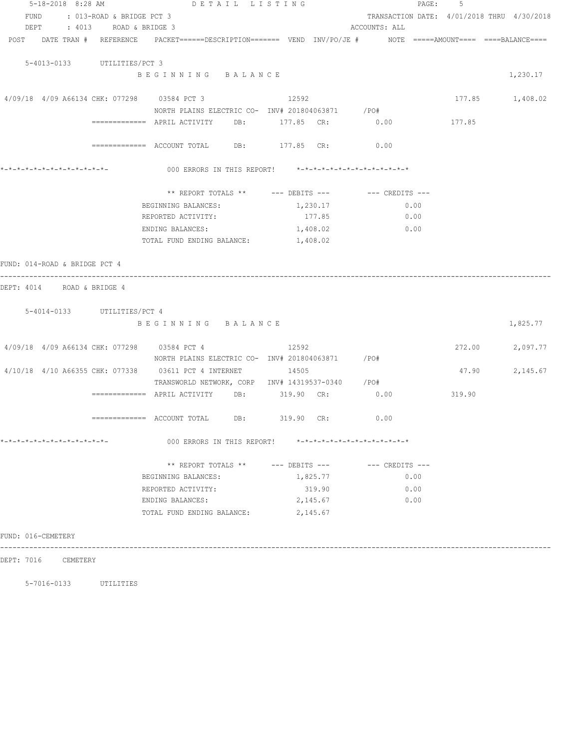FUND : 013-ROAD & BRIDGE PCT 3 — TRANSACTION DATE: 4/01/2018 THRU 4/30/2018
DEPT : 4013 ROAD & BRIDGE 3 — ACCOUNTS: ALL

POST DATE TRAN # REFERENCE PACKET======DESCRIPTION======= VEND INV/PO/JE # NOTE =====AMOUNT==== ====BALANCE====

5-4013-0133 UTILITIES/PCT 3

B E G I N N I N G B A L A N C E — 1,230.17

| POST | DATE | TRAN # | REFERENCE | PACKET/DESCRIPTION | VEND | INV/PO/JE # | AMOUNT | BALANCE |
|---|---|---|---|---|---|---|---|---|
| 4/09/18 | 4/09 | A66134 | CHK: 077298 | 03584 PCT 3<br>NORTH PLAINS ELECTRIC CO- | 12592 | INV# 201804063871 /PO# | 177.85 | 1,408.02 |

============= APRIL ACTIVITY DB: 177.85 CR: 0.00 — 177.85

============= ACCOUNT TOTAL DB: 177.85 CR: 0.00

*-*-*-*-*-*-*-*-*-*-*-*-*- 000 ERRORS IN THIS REPORT! *-*-*-*-*-*-*-*-*-*-*-*-*-*

| ** REPORT TOTALS ** | --- DEBITS --- | --- CREDITS --- |
|---|---|---|
| BEGINNING BALANCES: | 1,230.17 | 0.00 |
| REPORTED ACTIVITY: | 177.85 | 0.00 |
| ENDING BALANCES: | 1,408.02 | 0.00 |
| TOTAL FUND ENDING BALANCE: | 1,408.02 | |

FUND: 014-ROAD & BRIDGE PCT 4

DEPT: 4014 ROAD & BRIDGE 4

5-4014-0133 UTILITIES/PCT 4

B E G I N N I N G B A L A N C E — 1,825.77

| POST | DATE | TRAN # | REFERENCE | PACKET/DESCRIPTION | VEND | INV/PO/JE # | AMOUNT | BALANCE |
|---|---|---|---|---|---|---|---|---|
| 4/09/18 | 4/09 | A66134 | CHK: 077298 | 03584 PCT 4<br>NORTH PLAINS ELECTRIC CO- | 12592 | INV# 201804063871 /PO# | 272.00 | 2,097.77 |
| 4/10/18 | 4/10 | A66355 | CHK: 077338 | 03611 PCT 4 INTERNET<br>TRANSWORLD NETWORK, CORP | 14505 | INV# 14319537-0340 /PO# | 47.90 | 2,145.67 |

============= APRIL ACTIVITY DB: 319.90 CR: 0.00 — 319.90

============= ACCOUNT TOTAL DB: 319.90 CR: 0.00

*-*-*-*-*-*-*-*-*-*-*-*-*- 000 ERRORS IN THIS REPORT! *-*-*-*-*-*-*-*-*-*-*-*-*-*

| ** REPORT TOTALS ** | --- DEBITS --- | --- CREDITS --- |
|---|---|---|
| BEGINNING BALANCES: | 1,825.77 | 0.00 |
| REPORTED ACTIVITY: | 319.90 | 0.00 |
| ENDING BALANCES: | 2,145.67 | 0.00 |
| TOTAL FUND ENDING BALANCE: | 2,145.67 | |

FUND: 016-CEMETERY

DEPT: 7016 CEMETERY

5-7016-0133 UTILITIES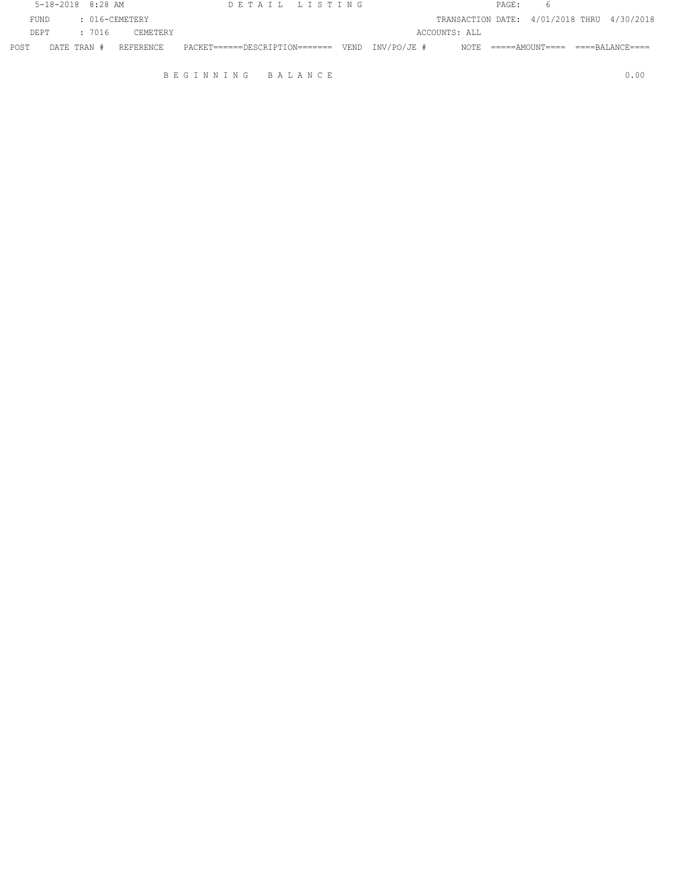5-18-2018 8:28 AM DETAIL LISTING

FUND : 016-CEMETERY TRANSACTION DATE: 4/01/2018 THRU 4/30/2018

DEPT : 7016 CEMETERY ACCOUNTS: ALL

| POST | DATE TRAN # | REFERENCE | PACKET======DESCRIPTION======= | VEND | INV/PO/JE # | NOTE | =====AMOUNT==== | ====BALANCE==== |
|---|---|---|---|---|---|---|---|---|
| | | | BEGINNING BALANCE | | | | | 0.00 |